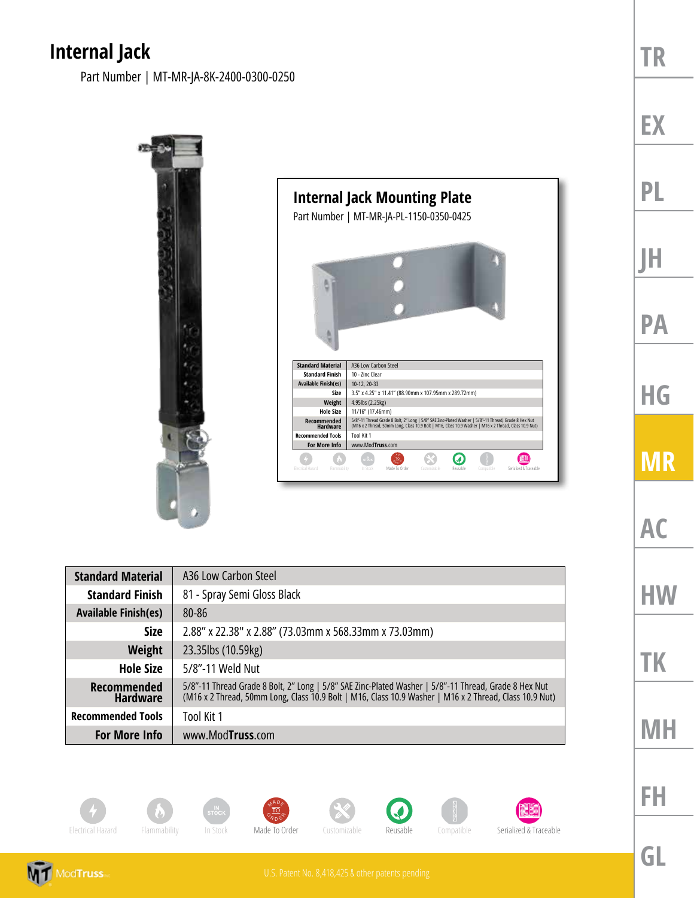# Internal Jack

Part Number | MT-MR-JA-8K-2400-0300-0250

## Internal Jack Mounting Plate

Part Number | MT-MR-JA-PL-1150-0350-0425

| Standard Material | A36 Low Carbon Steel |
|---|---|
| Standard Finish | 10 - Zinc Clear |
| Available Finish(es) | 10-12, 20-33 |
| Size | 3.5" x 4.25" x 11.41" (88.90mm x 107.95mm x 289.72mm) |
| Weight | 4.95lbs (2.25kg) |
| Hole Size | 11/16" (17.46mm) |
| Recommended Hardware | 5/8"-11 Thread Grade 8 Bolt, 2" Long \| 5/8" SAE Zinc-Plated Washer \| 5/8"-11 Thread, Grade 8 Hex Nut (M16 x 2 Thread, 50mm Long, Class 10.9 Bolt \| M16, Class 10.9 Washer \| M16 x 2 Thread, Class 10.9 Nut) |
| Recommended Tools | Tool Kit 1 |
| For More Info | www.ModTruss.com |

Electrical Hazard · Flammability · In Stock · Made To Order · Customizable · Reusable · Compatible · Serialized & Traceable

| Standard Material | A36 Low Carbon Steel |
|---|---|
| Standard Finish | 81 - Spray Semi Gloss Black |
| Available Finish(es) | 80-86 |
| Size | 2.88" x 22.38" x 2.88" (73.03mm x 568.33mm x 73.03mm) |
| Weight | 23.35lbs (10.59kg) |
| Hole Size | 5/8"-11 Weld Nut |
| Recommended Hardware | 5/8"-11 Thread Grade 8 Bolt, 2" Long \| 5/8" SAE Zinc-Plated Washer \| 5/8"-11 Thread, Grade 8 Hex Nut (M16 x 2 Thread, 50mm Long, Class 10.9 Bolt \| M16, Class 10.9 Washer \| M16 x 2 Thread, Class 10.9 Nut) |
| Recommended Tools | Tool Kit 1 |
| For More Info | www.ModTruss.com |

Electrical Hazard · Flammability · In Stock · Made To Order · Customizable · Reusable · Compatible · Serialized & Traceable

ModTruss

U.S. Patent No. 8,418,425 & other patents pending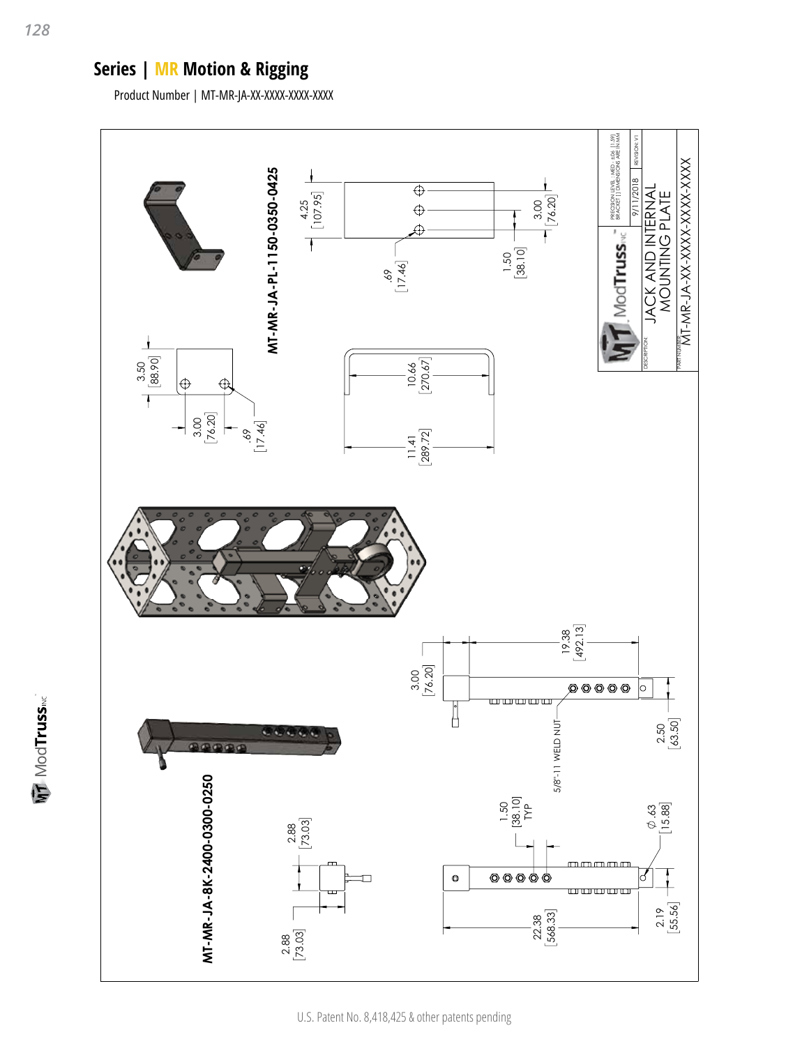## Series | MR Motion & Rigging

Product Number | MT-MR-JA-XX-XXXX-XXXX-XXXX

**MT-MR-JA-PL-1150-0350-0425**

4.25 [107.95]

3.00 [76.20]

1.50 [38.10]

.69 [17.46]

3.50 [88.90]

3.00 [76.20]

.69 [17.46]

10.66 [270.67]

11.41 [289.72]

**MT-MR-JA-8K-2400-0300-0250**

3.00 [76.20]

19.38 [492.13]

5/8"-11 WELD NUT

2.50 [63.50]

2.88 [73.03]

2.88 [73.03]

1.50 [38.10] TYP

∅ .63 [15.88]

22.38 [568.33]

2.19 [55.56]

PRECISION LEVEL : MED : ±.06 [1.59] BRACKET [] DIMENSIONS ARE IN MM

9/11/2018

REVISION: V1

ModTruss INC

DESCRIPTION: JACK AND INTERNAL MOUNTING PLATE

PART NUMBER: MT-MR-JA-XX-XXXX-XXXXX-XXXX

U.S. Patent No. 8,418,425 & other patents pending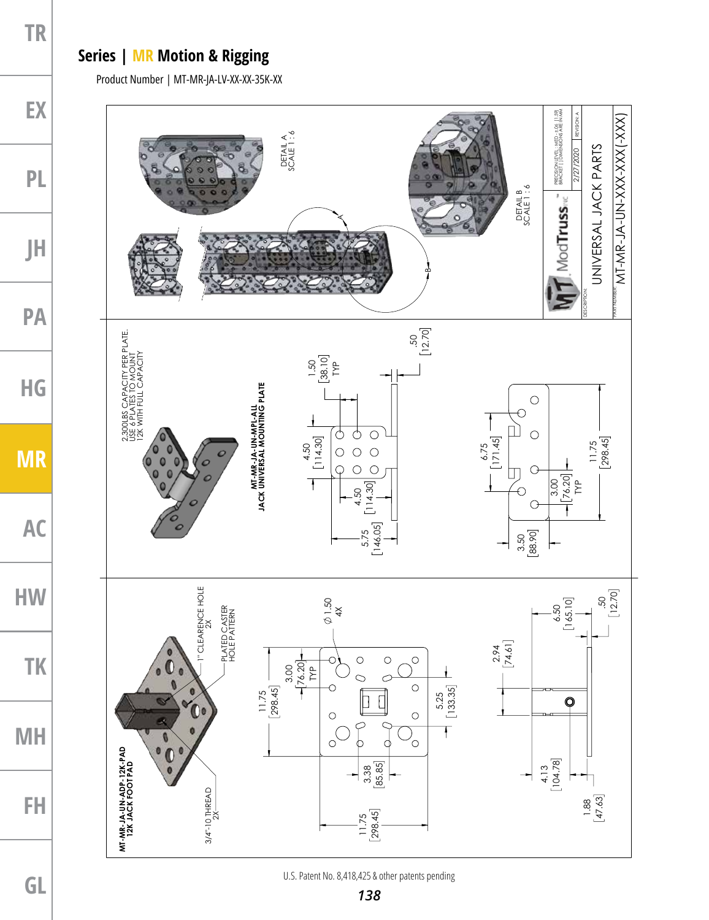## Series | MR Motion & Rigging

Product Number | MT-MR-JA-LV-XX-XX-35K-XX

DETAIL A
SCALE 1 : 6

DETAIL B
SCALE 1 : 6

PRECISION LEVEL - MED - ±.06 [1.59]
BRACKET [ ] DIMENSIONS ARE IN MM

2/27/2020

REVISION: A

ModTruss Inc

DESCRIPTION: UNIVERSAL JACK PARTS

PART NUMBER: MT-MR-JA-UN-XXX-XXX(-XXX)

2,300LBS CAPACITY PER PLATE.
USE 6 PLATES TO MOUNT
12K WITH FULL CAPACITY

**MT-MR-JA-UN-MPL-ALL**
**JACK UNIVERSAL MOUNTING PLATE**

1.50 [38.10] TYP

.50 [12.70]

4.50 [114.30]

4.50 [114.30]

5.75 [146.05]

6.75 [171.45]

11.75 [298.45]

3.00 [76.20] TYP

3.50 [88.90]

**MT-MR-JA-UN-ADP-12K-PAD**
**12K JACK FOOT PAD**

1" CLEARENCE HOLE 2X

PLATED CASTER HOLE PATTERN

3/4"-10 THREAD 2X

⌀1.50 4X

11.75 [298.45]

3.00 [76.20] TYP

5.25 [133.35]

3.38 [85.85]

11.75 [298.45]

2.94 [74.61]

6.50 [165.10]

.50 [12.70]

4.13 [104.78]

1.88 [47.63]

U.S. Patent No. 8,418,425 & other patents pending